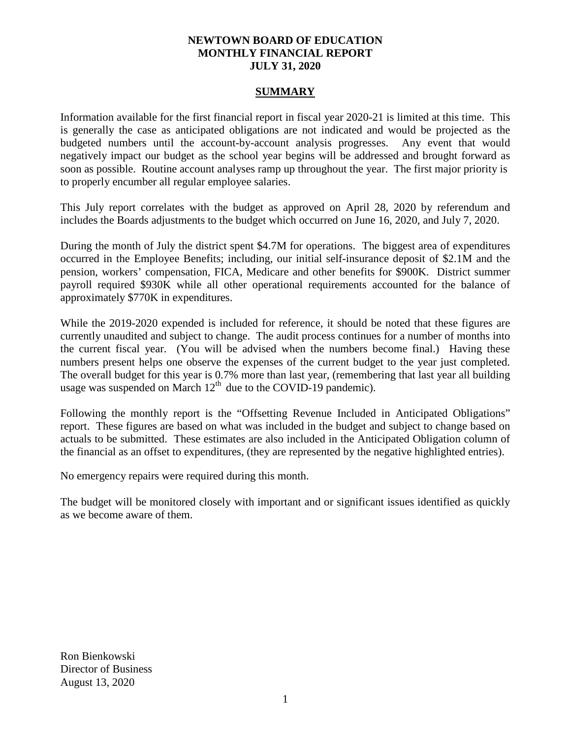# NEWTOWN BOARD OF EDUCATION
# MONTHLY FINANCIAL REPORT
# JULY 31, 2020

## SUMMARY

Information available for the first financial report in fiscal year 2020-21 is limited at this time. This is generally the case as anticipated obligations are not indicated and would be projected as the budgeted numbers until the account-by-account analysis progresses. Any event that would negatively impact our budget as the school year begins will be addressed and brought forward as soon as possible. Routine account analyses ramp up throughout the year. The first major priority is to properly encumber all regular employee salaries.

This July report correlates with the budget as approved on April 28, 2020 by referendum and includes the Boards adjustments to the budget which occurred on June 16, 2020, and July 7, 2020.

During the month of July the district spent \$4.7M for operations. The biggest area of expenditures occurred in the Employee Benefits; including, our initial self-insurance deposit of \$2.1M and the pension, workers' compensation, FICA, Medicare and other benefits for \$900K. District summer payroll required \$930K while all other operational requirements accounted for the balance of approximately \$770K in expenditures.

While the 2019-2020 expended is included for reference, it should be noted that these figures are currently unaudited and subject to change. The audit process continues for a number of months into the current fiscal year. (You will be advised when the numbers become final.) Having these numbers present helps one observe the expenses of the current budget to the year just completed. The overall budget for this year is 0.7% more than last year, (remembering that last year all building usage was suspended on March 12th due to the COVID-19 pandemic).

Following the monthly report is the "Offsetting Revenue Included in Anticipated Obligations" report. These figures are based on what was included in the budget and subject to change based on actuals to be submitted. These estimates are also included in the Anticipated Obligation column of the financial as an offset to expenditures, (they are represented by the negative highlighted entries).

No emergency repairs were required during this month.

The budget will be monitored closely with important and or significant issues identified as quickly as we become aware of them.

Ron Bienkowski
Director of Business
August 13, 2020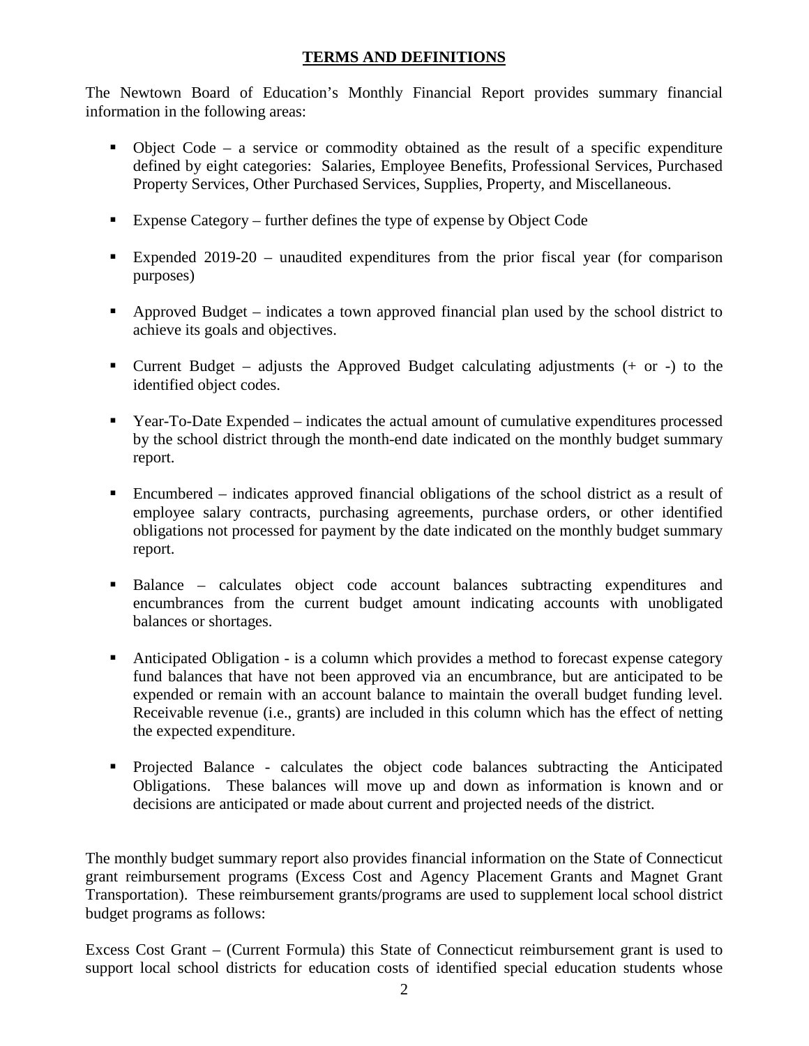## TERMS AND DEFINITIONS

The Newtown Board of Education's Monthly Financial Report provides summary financial information in the following areas:

- Object Code – a service or commodity obtained as the result of a specific expenditure defined by eight categories: Salaries, Employee Benefits, Professional Services, Purchased Property Services, Other Purchased Services, Supplies, Property, and Miscellaneous.
- Expense Category – further defines the type of expense by Object Code
- Expended 2019-20 – unaudited expenditures from the prior fiscal year (for comparison purposes)
- Approved Budget – indicates a town approved financial plan used by the school district to achieve its goals and objectives.
- Current Budget – adjusts the Approved Budget calculating adjustments (+ or -) to the identified object codes.
- Year-To-Date Expended – indicates the actual amount of cumulative expenditures processed by the school district through the month-end date indicated on the monthly budget summary report.
- Encumbered – indicates approved financial obligations of the school district as a result of employee salary contracts, purchasing agreements, purchase orders, or other identified obligations not processed for payment by the date indicated on the monthly budget summary report.
- Balance – calculates object code account balances subtracting expenditures and encumbrances from the current budget amount indicating accounts with unobligated balances or shortages.
- Anticipated Obligation - is a column which provides a method to forecast expense category fund balances that have not been approved via an encumbrance, but are anticipated to be expended or remain with an account balance to maintain the overall budget funding level. Receivable revenue (i.e., grants) are included in this column which has the effect of netting the expected expenditure.
- Projected Balance - calculates the object code balances subtracting the Anticipated Obligations. These balances will move up and down as information is known and or decisions are anticipated or made about current and projected needs of the district.

The monthly budget summary report also provides financial information on the State of Connecticut grant reimbursement programs (Excess Cost and Agency Placement Grants and Magnet Grant Transportation). These reimbursement grants/programs are used to supplement local school district budget programs as follows:

Excess Cost Grant – (Current Formula) this State of Connecticut reimbursement grant is used to support local school districts for education costs of identified special education students whose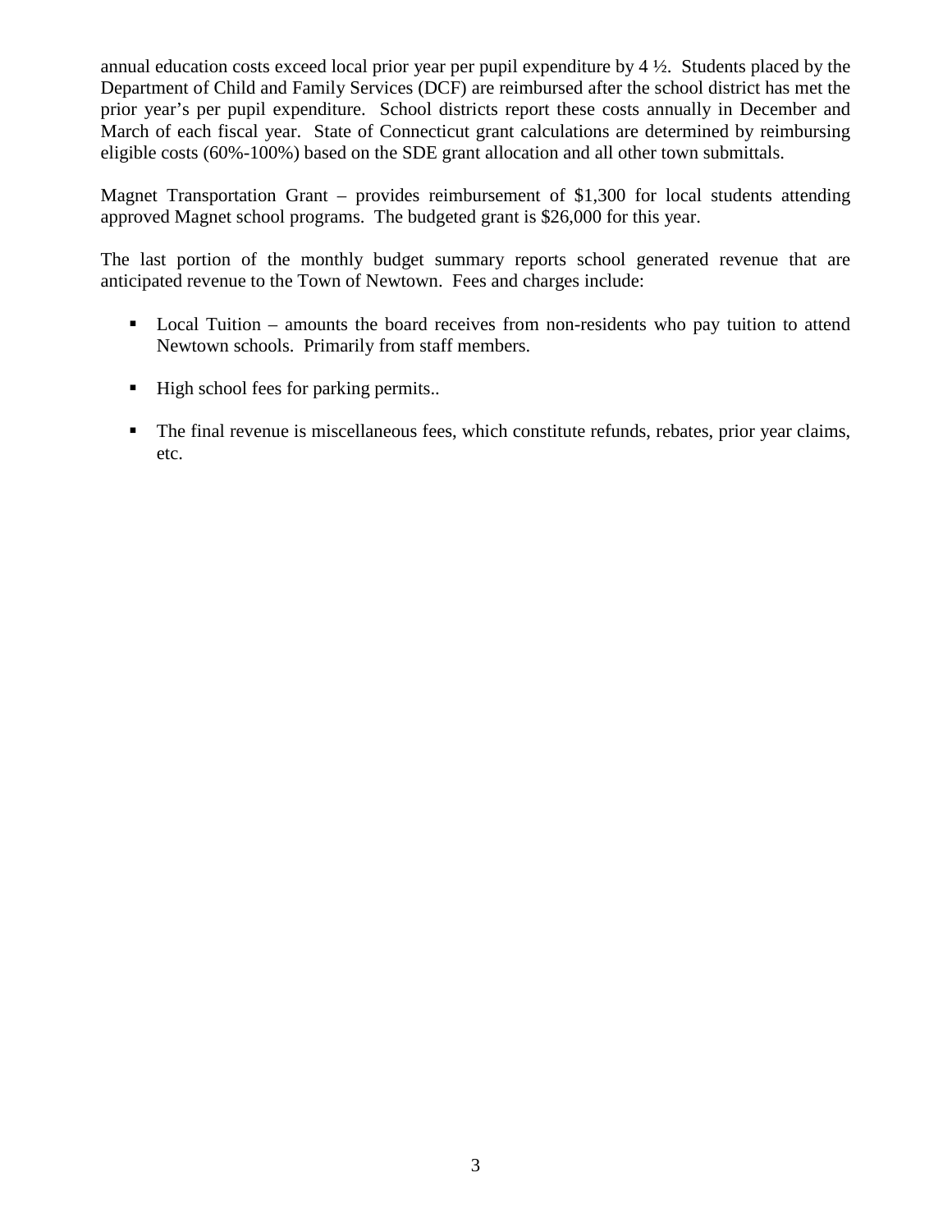annual education costs exceed local prior year per pupil expenditure by 4 ½. Students placed by the Department of Child and Family Services (DCF) are reimbursed after the school district has met the prior year's per pupil expenditure. School districts report these costs annually in December and March of each fiscal year. State of Connecticut grant calculations are determined by reimbursing eligible costs (60%-100%) based on the SDE grant allocation and all other town submittals.

Magnet Transportation Grant – provides reimbursement of $1,300 for local students attending approved Magnet school programs. The budgeted grant is $26,000 for this year.

The last portion of the monthly budget summary reports school generated revenue that are anticipated revenue to the Town of Newtown. Fees and charges include:

- Local Tuition – amounts the board receives from non-residents who pay tuition to attend Newtown schools. Primarily from staff members.
- High school fees for parking permits..
- The final revenue is miscellaneous fees, which constitute refunds, rebates, prior year claims, etc.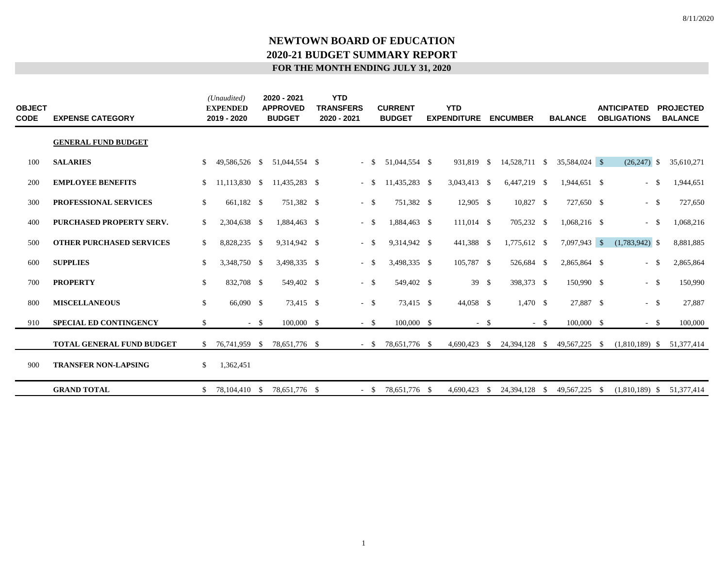# NEWTOWN BOARD OF EDUCATION
## 2020-21 BUDGET SUMMARY REPORT
### FOR THE MONTH ENDING JULY 31, 2020

| OBJECT CODE | EXPENSE CATEGORY | *(Unaudited)* EXPENDED 2019 - 2020 | 2020 - 2021 APPROVED BUDGET | YTD TRANSFERS 2020 - 2021 | CURRENT BUDGET | YTD EXPENDITURE | ENCUMBER | BALANCE | ANTICIPATED OBLIGATIONS | PROJECTED BALANCE |
|---|---|---|---|---|---|---|---|---|---|---|
| | **GENERAL FUND BUDGET** | | | | | | | | | |
| 100 | **SALARIES** | $ 49,586,526 | $ 51,044,554 | $ - | $ 51,044,554 | $ 931,819 | $ 14,528,711 | $ 35,584,024 | $ (26,247) | $ 35,610,271 |
| 200 | **EMPLOYEE BENEFITS** | $ 11,113,830 | $ 11,435,283 | $ - | $ 11,435,283 | $ 3,043,413 | $ 6,447,219 | $ 1,944,651 | $ - | $ 1,944,651 |
| 300 | **PROFESSIONAL SERVICES** | $ 661,182 | $ 751,382 | $ - | $ 751,382 | $ 12,905 | $ 10,827 | $ 727,650 | $ - | $ 727,650 |
| 400 | **PURCHASED PROPERTY SERV.** | $ 2,304,638 | $ 1,884,463 | $ - | $ 1,884,463 | $ 111,014 | $ 705,232 | $ 1,068,216 | $ - | $ 1,068,216 |
| 500 | **OTHER PURCHASED SERVICES** | $ 8,828,235 | $ 9,314,942 | $ - | $ 9,314,942 | $ 441,388 | $ 1,775,612 | $ 7,097,943 | $ (1,783,942) | $ 8,881,885 |
| 600 | **SUPPLIES** | $ 3,348,750 | $ 3,498,335 | $ - | $ 3,498,335 | $ 105,787 | $ 526,684 | $ 2,865,864 | $ - | $ 2,865,864 |
| 700 | **PROPERTY** | $ 832,708 | $ 549,402 | $ - | $ 549,402 | $ 39 | $ 398,373 | $ 150,990 | $ - | $ 150,990 |
| 800 | **MISCELLANEOUS** | $ 66,090 | $ 73,415 | $ - | $ 73,415 | $ 44,058 | $ 1,470 | $ 27,887 | $ - | $ 27,887 |
| 910 | **SPECIAL ED CONTINGENCY** | $ - | $ 100,000 | $ - | $ 100,000 | $ - | $ - | $ 100,000 | $ - | $ 100,000 |
| | **TOTAL GENERAL FUND BUDGET** | $ 76,741,959 | $ 78,651,776 | $ - | $ 78,651,776 | $ 4,690,423 | $ 24,394,128 | $ 49,567,225 | $ (1,810,189) | $ 51,377,414 |
| 900 | **TRANSFER NON-LAPSING** | $ 1,362,451 | | | | | | | | |
| | **GRAND TOTAL** | $ 78,104,410 | $ 78,651,776 | $ - | $ 78,651,776 | $ 4,690,423 | $ 24,394,128 | $ 49,567,225 | $ (1,810,189) | $ 51,377,414 |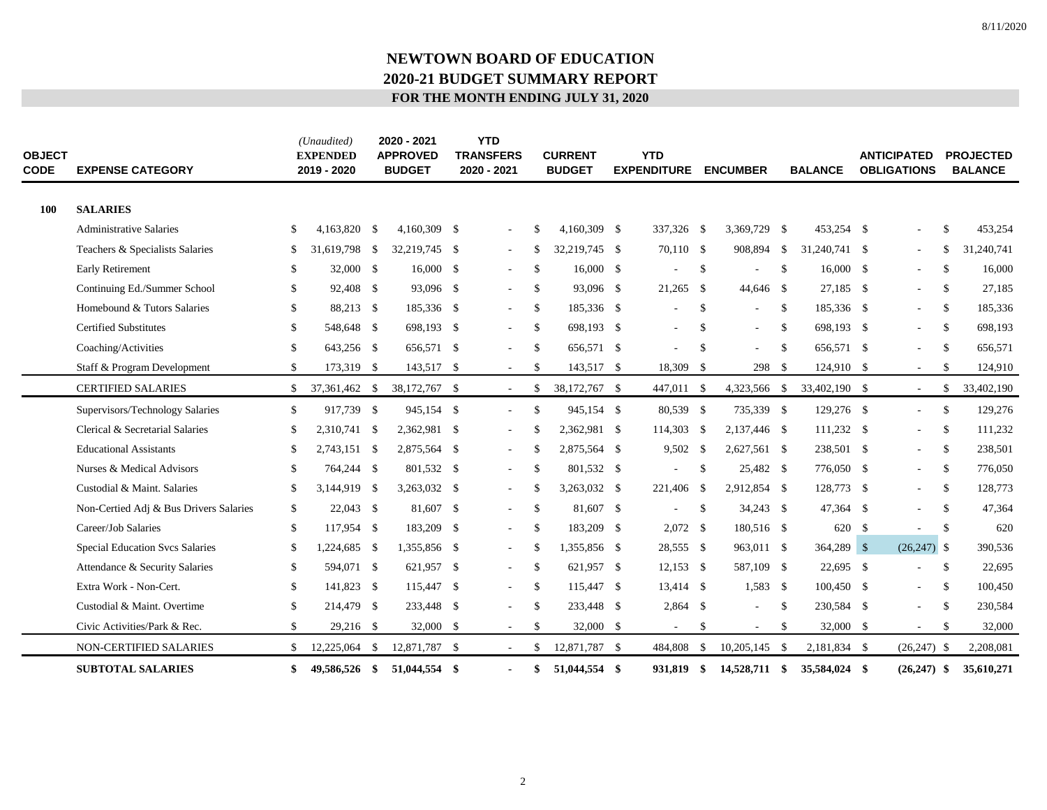8/11/2020

# NEWTOWN BOARD OF EDUCATION
## 2020-21 BUDGET SUMMARY REPORT
### FOR THE MONTH ENDING JULY 31, 2020

| OBJECT CODE | EXPENSE CATEGORY | *(Unaudited)* EXPENDED 2019 - 2020 | 2020 - 2021 APPROVED BUDGET | YTD TRANSFERS 2020 - 2021 | CURRENT BUDGET | YTD EXPENDITURE | ENCUMBER | BALANCE | ANTICIPATED OBLIGATIONS | PROJECTED BALANCE |
|---|---|---|---|---|---|---|---|---|---|---|
| **100** | **SALARIES** | | | | | | | | | |
| | Administrative Salaries | $ 4,163,820 | $ 4,160,309 | $ - | $ 4,160,309 | $ 337,326 | $ 3,369,729 | $ 453,254 | $ - | $ 453,254 |
| | Teachers & Specialists Salaries | $ 31,619,798 | $ 32,219,745 | $ - | $ 32,219,745 | $ 70,110 | $ 908,894 | $ 31,240,741 | $ - | $ 31,240,741 |
| | Early Retirement | $ 32,000 | $ 16,000 | $ - | $ 16,000 | $ - | $ - | $ 16,000 | $ - | $ 16,000 |
| | Continuing Ed./Summer School | $ 92,408 | $ 93,096 | $ - | $ 93,096 | $ 21,265 | $ 44,646 | $ 27,185 | $ - | $ 27,185 |
| | Homebound & Tutors Salaries | $ 88,213 | $ 185,336 | $ - | $ 185,336 | $ - | $ - | $ 185,336 | $ - | $ 185,336 |
| | Certified Substitutes | $ 548,648 | $ 698,193 | $ - | $ 698,193 | $ - | $ - | $ 698,193 | $ - | $ 698,193 |
| | Coaching/Activities | $ 643,256 | $ 656,571 | $ - | $ 656,571 | $ - | $ - | $ 656,571 | $ - | $ 656,571 |
| | Staff & Program Development | $ 173,319 | $ 143,517 | $ - | $ 143,517 | $ 18,309 | $ 298 | $ 124,910 | $ - | $ 124,910 |
| | CERTIFIED SALARIES | $ 37,361,462 | $ 38,172,767 | $ - | $ 38,172,767 | $ 447,011 | $ 4,323,566 | $ 33,402,190 | $ - | $ 33,402,190 |
| | Supervisors/Technology Salaries | $ 917,739 | $ 945,154 | $ - | $ 945,154 | $ 80,539 | $ 735,339 | $ 129,276 | $ - | $ 129,276 |
| | Clerical & Secretarial Salaries | $ 2,310,741 | $ 2,362,981 | $ - | $ 2,362,981 | $ 114,303 | $ 2,137,446 | $ 111,232 | $ - | $ 111,232 |
| | Educational Assistants | $ 2,743,151 | $ 2,875,564 | $ - | $ 2,875,564 | $ 9,502 | $ 2,627,561 | $ 238,501 | $ - | $ 238,501 |
| | Nurses & Medical Advisors | $ 764,244 | $ 801,532 | $ - | $ 801,532 | $ - | $ 25,482 | $ 776,050 | $ - | $ 776,050 |
| | Custodial & Maint. Salaries | $ 3,144,919 | $ 3,263,032 | $ - | $ 3,263,032 | $ 221,406 | $ 2,912,854 | $ 128,773 | $ - | $ 128,773 |
| | Non-Certied Adj & Bus Drivers Salaries | $ 22,043 | $ 81,607 | $ - | $ 81,607 | $ - | $ 34,243 | $ 47,364 | $ - | $ 47,364 |
| | Career/Job Salaries | $ 117,954 | $ 183,209 | $ - | $ 183,209 | $ 2,072 | $ 180,516 | $ 620 | $ - | $ 620 |
| | Special Education Svcs Salaries | $ 1,224,685 | $ 1,355,856 | $ - | $ 1,355,856 | $ 28,555 | $ 963,011 | $ 364,289 | $ (26,247) | $ 390,536 |
| | Attendance & Security Salaries | $ 594,071 | $ 621,957 | $ - | $ 621,957 | $ 12,153 | $ 587,109 | $ 22,695 | $ - | $ 22,695 |
| | Extra Work - Non-Cert. | $ 141,823 | $ 115,447 | $ - | $ 115,447 | $ 13,414 | $ 1,583 | $ 100,450 | $ - | $ 100,450 |
| | Custodial & Maint. Overtime | $ 214,479 | $ 233,448 | $ - | $ 233,448 | $ 2,864 | $ - | $ 230,584 | $ - | $ 230,584 |
| | Civic Activities/Park & Rec. | $ 29,216 | $ 32,000 | $ - | $ 32,000 | $ - | $ - | $ 32,000 | $ - | $ 32,000 |
| | NON-CERTIFIED SALARIES | $ 12,225,064 | $ 12,871,787 | $ - | $ 12,871,787 | $ 484,808 | $ 10,205,145 | $ 2,181,834 | $ (26,247) | $ 2,208,081 |
| | **SUBTOTAL SALARIES** | **$ 49,586,526** | **$ 51,044,554** | **$ -** | **$ 51,044,554** | **$ 931,819** | **$ 14,528,711** | **$ 35,584,024** | **$ (26,247)** | **$ 35,610,271** |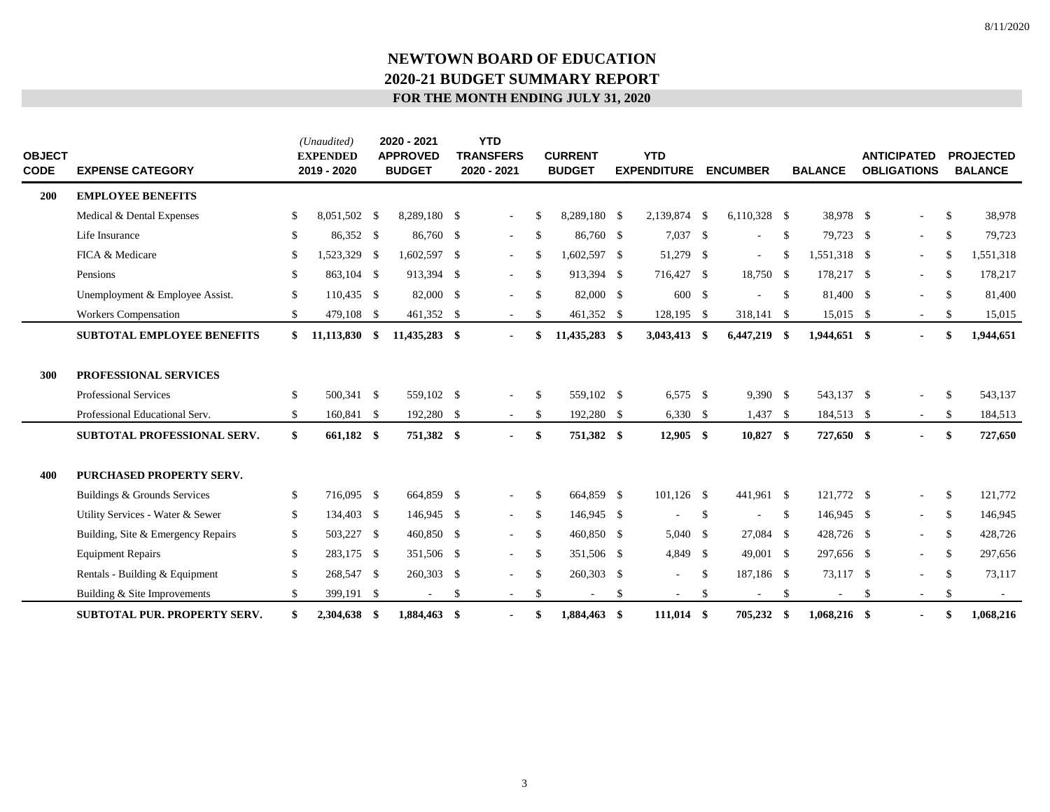# NEWTOWN BOARD OF EDUCATION
## 2020-21 BUDGET SUMMARY REPORT
### FOR THE MONTH ENDING JULY 31, 2020

| OBJECT CODE | EXPENSE CATEGORY | *(Unaudited)* EXPENDED 2019 - 2020 | 2020 - 2021 APPROVED BUDGET | YTD TRANSFERS 2020 - 2021 | CURRENT BUDGET | YTD EXPENDITURE | ENCUMBER | BALANCE | ANTICIPATED OBLIGATIONS | PROJECTED BALANCE |
|---|---|---|---|---|---|---|---|---|---|---|
| **200** | **EMPLOYEE BENEFITS** | | | | | | | | | |
| | Medical & Dental Expenses | $ 8,051,502 | $ 8,289,180 | $ - | $ 8,289,180 | $ 2,139,874 | $ 6,110,328 | $ 38,978 | $ - | $ 38,978 |
| | Life Insurance | $ 86,352 | $ 86,760 | $ - | $ 86,760 | $ 7,037 | $ - | $ 79,723 | $ - | $ 79,723 |
| | FICA & Medicare | $ 1,523,329 | $ 1,602,597 | $ - | $ 1,602,597 | $ 51,279 | $ - | $ 1,551,318 | $ - | $ 1,551,318 |
| | Pensions | $ 863,104 | $ 913,394 | $ - | $ 913,394 | $ 716,427 | $ 18,750 | $ 178,217 | $ - | $ 178,217 |
| | Unemployment & Employee Assist. | $ 110,435 | $ 82,000 | $ - | $ 82,000 | $ 600 | $ - | $ 81,400 | $ - | $ 81,400 |
| | Workers Compensation | $ 479,108 | $ 461,352 | $ - | $ 461,352 | $ 128,195 | $ 318,141 | $ 15,015 | $ - | $ 15,015 |
| | **SUBTOTAL EMPLOYEE BENEFITS** | **$ 11,113,830** | **$ 11,435,283** | **$ -** | **$ 11,435,283** | **$ 3,043,413** | **$ 6,447,219** | **$ 1,944,651** | **$ -** | **$ 1,944,651** |
| **300** | **PROFESSIONAL SERVICES** | | | | | | | | | |
| | Professional Services | $ 500,341 | $ 559,102 | $ - | $ 559,102 | $ 6,575 | $ 9,390 | $ 543,137 | $ - | $ 543,137 |
| | Professional Educational Serv. | $ 160,841 | $ 192,280 | $ - | $ 192,280 | $ 6,330 | $ 1,437 | $ 184,513 | $ - | $ 184,513 |
| | **SUBTOTAL PROFESSIONAL SERV.** | **$ 661,182** | **$ 751,382** | **$ -** | **$ 751,382** | **$ 12,905** | **$ 10,827** | **$ 727,650** | **$ -** | **$ 727,650** |
| **400** | **PURCHASED PROPERTY SERV.** | | | | | | | | | |
| | Buildings & Grounds Services | $ 716,095 | $ 664,859 | $ - | $ 664,859 | $ 101,126 | $ 441,961 | $ 121,772 | $ - | $ 121,772 |
| | Utility Services - Water & Sewer | $ 134,403 | $ 146,945 | $ - | $ 146,945 | $ - | $ - | $ 146,945 | $ - | $ 146,945 |
| | Building, Site & Emergency Repairs | $ 503,227 | $ 460,850 | $ - | $ 460,850 | $ 5,040 | $ 27,084 | $ 428,726 | $ - | $ 428,726 |
| | Equipment Repairs | $ 283,175 | $ 351,506 | $ - | $ 351,506 | $ 4,849 | $ 49,001 | $ 297,656 | $ - | $ 297,656 |
| | Rentals - Building & Equipment | $ 268,547 | $ 260,303 | $ - | $ 260,303 | $ - | $ 187,186 | $ 73,117 | $ - | $ 73,117 |
| | Building & Site Improvements | $ 399,191 | $ - | $ - | $ - | $ - | $ - | $ - | $ - | $ - |
| | **SUBTOTAL PUR. PROPERTY SERV.** | **$ 2,304,638** | **$ 1,884,463** | **$ -** | **$ 1,884,463** | **$ 111,014** | **$ 705,232** | **$ 1,068,216** | **$ -** | **$ 1,068,216** |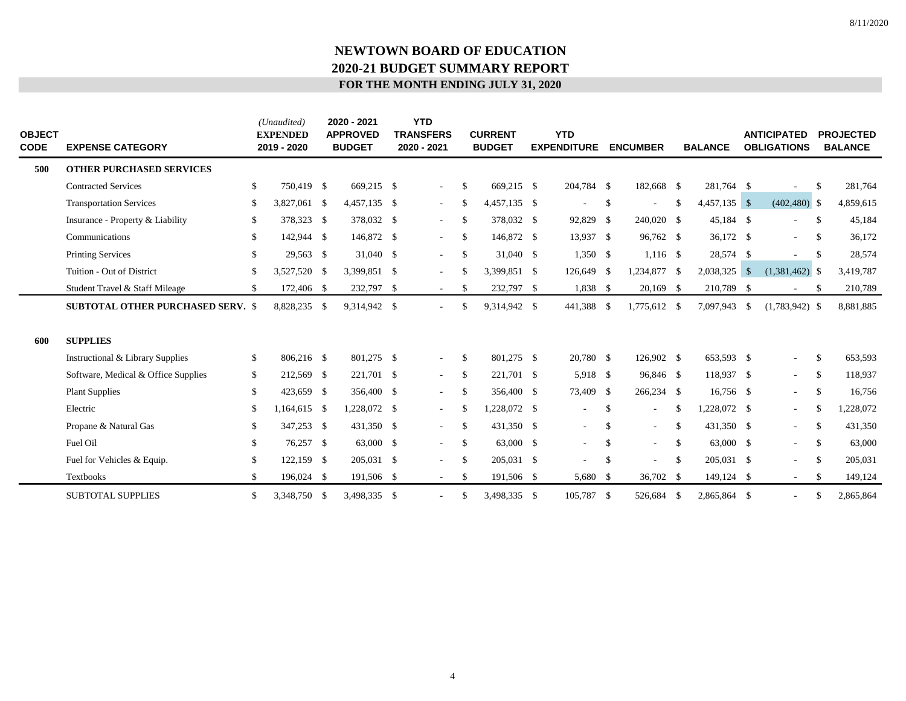# NEWTOWN BOARD OF EDUCATION
## 2020-21 BUDGET SUMMARY REPORT
### FOR THE MONTH ENDING JULY 31, 2020

| OBJECT CODE | EXPENSE CATEGORY | *(Unaudited)* EXPENDED 2019 - 2020 | 2020 - 2021 APPROVED BUDGET | YTD TRANSFERS 2020 - 2021 | CURRENT BUDGET | YTD EXPENDITURE | ENCUMBER | BALANCE | ANTICIPATED OBLIGATIONS | PROJECTED BALANCE |
|---|---|---|---|---|---|---|---|---|---|---|
| **500** | **OTHER PURCHASED SERVICES** | | | | | | | | | |
| | Contracted Services | $ 750,419 | $ 669,215 | $ - | $ 669,215 | $ 204,784 | $ 182,668 | $ 281,764 | $ - | $ 281,764 |
| | Transportation Services | $ 3,827,061 | $ 4,457,135 | $ - | $ 4,457,135 | $ - | $ - | $ 4,457,135 | $ (402,480) | $ 4,859,615 |
| | Insurance - Property & Liability | $ 378,323 | $ 378,032 | $ - | $ 378,032 | $ 92,829 | $ 240,020 | $ 45,184 | $ - | $ 45,184 |
| | Communications | $ 142,944 | $ 146,872 | $ - | $ 146,872 | $ 13,937 | $ 96,762 | $ 36,172 | $ - | $ 36,172 |
| | Printing Services | $ 29,563 | $ 31,040 | $ - | $ 31,040 | $ 1,350 | $ 1,116 | $ 28,574 | $ - | $ 28,574 |
| | Tuition - Out of District | $ 3,527,520 | $ 3,399,851 | $ - | $ 3,399,851 | $ 126,649 | $ 1,234,877 | $ 2,038,325 | $ (1,381,462) | $ 3,419,787 |
| | Student Travel & Staff Mileage | $ 172,406 | $ 232,797 | $ - | $ 232,797 | $ 1,838 | $ 20,169 | $ 210,789 | $ - | $ 210,789 |
| | **SUBTOTAL OTHER PURCHASED SERV.** | $ 8,828,235 | $ 9,314,942 | $ - | $ 9,314,942 | $ 441,388 | $ 1,775,612 | $ 7,097,943 | $ (1,783,942) | $ 8,881,885 |
| **600** | **SUPPLIES** | | | | | | | | | |
| | Instructional & Library Supplies | $ 806,216 | $ 801,275 | $ - | $ 801,275 | $ 20,780 | $ 126,902 | $ 653,593 | $ - | $ 653,593 |
| | Software, Medical & Office Supplies | $ 212,569 | $ 221,701 | $ - | $ 221,701 | $ 5,918 | $ 96,846 | $ 118,937 | $ - | $ 118,937 |
| | Plant Supplies | $ 423,659 | $ 356,400 | $ - | $ 356,400 | $ 73,409 | $ 266,234 | $ 16,756 | $ - | $ 16,756 |
| | Electric | $ 1,164,615 | $ 1,228,072 | $ - | $ 1,228,072 | $ - | $ - | $ 1,228,072 | $ - | $ 1,228,072 |
| | Propane & Natural Gas | $ 347,253 | $ 431,350 | $ - | $ 431,350 | $ - | $ - | $ 431,350 | $ - | $ 431,350 |
| | Fuel Oil | $ 76,257 | $ 63,000 | $ - | $ 63,000 | $ - | $ - | $ 63,000 | $ - | $ 63,000 |
| | Fuel for Vehicles & Equip. | $ 122,159 | $ 205,031 | $ - | $ 205,031 | $ - | $ - | $ 205,031 | $ - | $ 205,031 |
| | Textbooks | $ 196,024 | $ 191,506 | $ - | $ 191,506 | $ 5,680 | $ 36,702 | $ 149,124 | $ - | $ 149,124 |
| | SUBTOTAL SUPPLIES | $ 3,348,750 | $ 3,498,335 | $ - | $ 3,498,335 | $ 105,787 | $ 526,684 | $ 2,865,864 | $ - | $ 2,865,864 |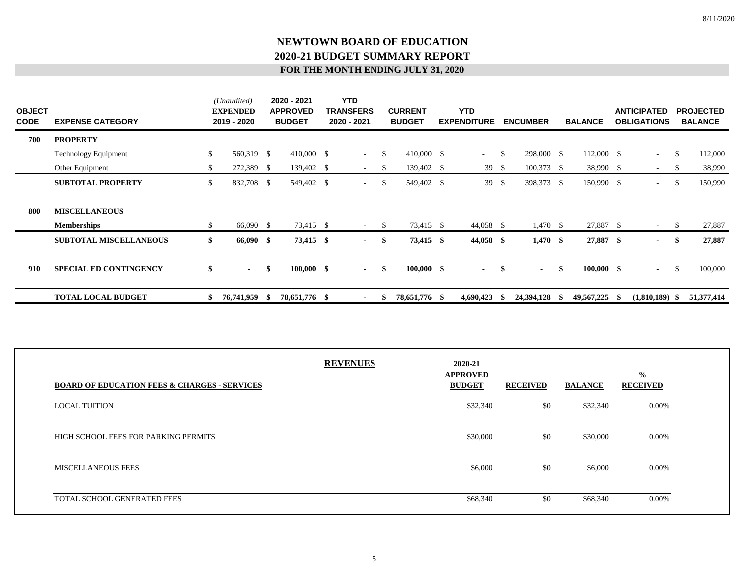# NEWTOWN BOARD OF EDUCATION
## 2020-21 BUDGET SUMMARY REPORT
### FOR THE MONTH ENDING JULY 31, 2020

| OBJECT CODE | EXPENSE CATEGORY | *(Unaudited)* EXPENDED 2019 - 2020 | 2020 - 2021 APPROVED BUDGET | YTD TRANSFERS 2020 - 2021 | CURRENT BUDGET | YTD EXPENDITURE | ENCUMBER | BALANCE | ANTICIPATED OBLIGATIONS | PROJECTED BALANCE |
|---|---|---|---|---|---|---|---|---|---|---|
| **700** | **PROPERTY** | | | | | | | | | |
| | Technology Equipment | $ 560,319 | $ 410,000 | $ - | $ 410,000 | $ - | $ 298,000 | $ 112,000 | $ - | $ 112,000 |
| | Other Equipment | $ 272,389 | $ 139,402 | $ - | $ 139,402 | $ 39 | $ 100,373 | $ 38,990 | $ - | $ 38,990 |
| | **SUBTOTAL PROPERTY** | $ 832,708 | $ 549,402 | $ - | $ 549,402 | $ 39 | $ 398,373 | $ 150,990 | $ - | $ 150,990 |
| **800** | **MISCELLANEOUS** | | | | | | | | | |
| | **Memberships** | $ 66,090 | $ 73,415 | $ - | $ 73,415 | $ 44,058 | $ 1,470 | $ 27,887 | $ - | $ 27,887 |
| | **SUBTOTAL MISCELLANEOUS** | **$ 66,090** | **$ 73,415** | **$ -** | **$ 73,415** | **$ 44,058** | **$ 1,470** | **$ 27,887** | **$ -** | **$ 27,887** |
| **910** | **SPECIAL ED CONTINGENCY** | **$ -** | **$ 100,000** | **$ -** | **$ 100,000** | **$ -** | **$ -** | **$ 100,000** | **$ -** | $ 100,000 |
| | **TOTAL LOCAL BUDGET** | **$ 76,741,959** | **$ 78,651,776** | **$ -** | **$ 78,651,776** | **$ 4,690,423** | **$ 24,394,128** | **$ 49,567,225** | **$ (1,810,189)** | **$ 51,377,414** |

## REVENUES

| BOARD OF EDUCATION FEES & CHARGES - SERVICES | 2020-21 APPROVED BUDGET | RECEIVED | BALANCE | % RECEIVED |
|---|---|---|---|---|
| LOCAL TUITION | $32,340 | $0 | $32,340 | 0.00% |
| HIGH SCHOOL FEES FOR PARKING PERMITS | $30,000 | $0 | $30,000 | 0.00% |
| MISCELLANEOUS FEES | $6,000 | $0 | $6,000 | 0.00% |
| TOTAL SCHOOL GENERATED FEES | $68,340 | $0 | $68,340 | 0.00% |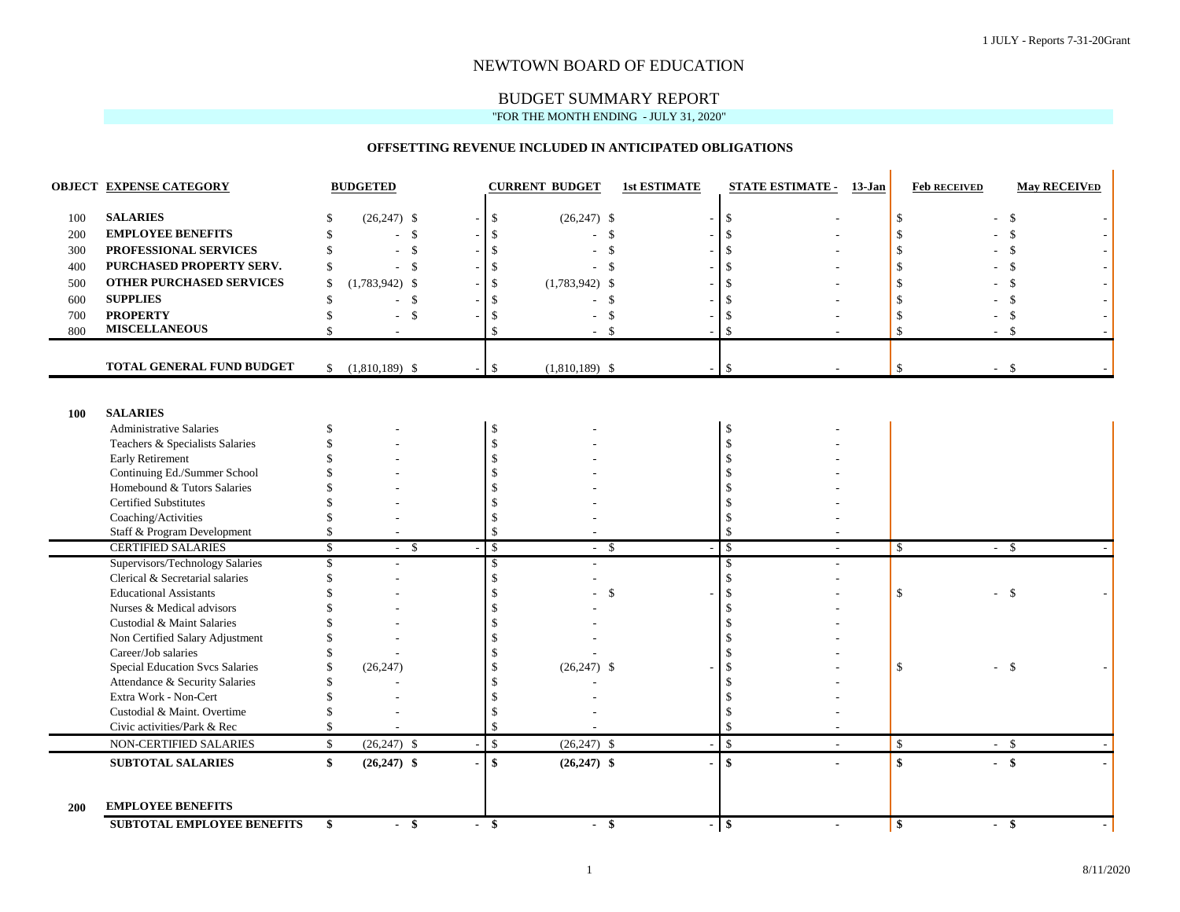# NEWTOWN BOARD OF EDUCATION

## BUDGET SUMMARY REPORT

"FOR THE MONTH ENDING - JULY 31, 2020"

### OFFSETTING REVENUE INCLUDED IN ANTICIPATED OBLIGATIONS

| OBJECT | EXPENSE CATEGORY | BUDGETED | | CURRENT BUDGET | 1st ESTIMATE | STATE ESTIMATE - 13-Jan | Feb RECEIVED | May RECEIVED |
|---|---|---|---|---|---|---|---|---|
| 100 | **SALARIES** | $ (26,247) | $ - | $ (26,247) | $ - | $ - | $ - | $ - |
| 200 | **EMPLOYEE BENEFITS** | $ - | $ - | $ - | $ - | $ - | $ - | $ - |
| 300 | **PROFESSIONAL SERVICES** | $ - | $ - | $ - | $ - | $ - | $ - | $ - |
| 400 | **PURCHASED PROPERTY SERV.** | $ - | $ - | $ - | $ - | $ - | $ - | $ - |
| 500 | **OTHER PURCHASED SERVICES** | $ (1,783,942) | $ - | $ (1,783,942) | $ - | $ - | $ - | $ - |
| 600 | **SUPPLIES** | $ - | $ - | $ - | $ - | $ - | $ - | $ - |
| 700 | **PROPERTY** | $ - | $ - | $ - | $ - | $ - | $ - | $ - |
| 800 | **MISCELLANEOUS** | $ - | | $ - | $ - | $ - | $ - | $ - |
| | **TOTAL GENERAL FUND BUDGET** | $ (1,810,189) | $ - | $ (1,810,189) | $ - | $ - | $ - | $ - |
| **100** | **SALARIES** | | | | | | | |
| | Administrative Salaries | $ - | | $ - | | $ - | | |
| | Teachers & Specialists Salaries | $ - | | $ - | | $ - | | |
| | Early Retirement | $ - | | $ - | | $ - | | |
| | Continuing Ed./Summer School | $ - | | $ - | | $ - | | |
| | Homebound & Tutors Salaries | $ - | | $ - | | $ - | | |
| | Certified Substitutes | $ - | | $ - | | $ - | | |
| | Coaching/Activities | $ - | | $ - | | $ - | | |
| | Staff & Program Development | $ - | | $ - | | $ - | | |
| | CERTIFIED SALARIES | $ - | $ - | $ - | $ - | $ - | $ - | $ - |
| | Supervisors/Technology Salaries | $ - | | $ - | | $ - | | |
| | Clerical & Secretarial salaries | $ - | | $ - | | $ - | | |
| | Educational Assistants | $ - | | $ - | $ - | $ - | $ - | $ - |
| | Nurses & Medical advisors | $ - | | $ - | | $ - | | |
| | Custodial & Maint Salaries | $ - | | $ - | | $ - | | |
| | Non Certified Salary Adjustment | $ - | | $ - | | $ - | | |
| | Career/Job salaries | $ - | | $ - | | $ - | | |
| | Special Education Svcs Salaries | $ (26,247) | | $ (26,247) | $ - | $ - | $ - | $ - |
| | Attendance & Security Salaries | $ - | | $ - | | $ - | | |
| | Extra Work - Non-Cert | $ - | | $ - | | $ - | | |
| | Custodial & Maint. Overtime | $ - | | $ - | | $ - | | |
| | Civic activities/Park & Rec | $ - | | $ - | | $ - | | |
| | NON-CERTIFIED SALARIES | $ (26,247) | $ - | $ (26,247) | $ - | $ - | $ - | $ - |
| | **SUBTOTAL SALARIES** | **$ (26,247)** | **$ -** | **$ (26,247)** | **$ -** | **$ -** | **$ -** | **$ -** |
| **200** | **EMPLOYEE BENEFITS** | | | | | | | |
| | **SUBTOTAL EMPLOYEE BENEFITS** | **$ -** | **$ -** | **$ -** | **$ -** | **$ -** | **$ -** | **$ -** |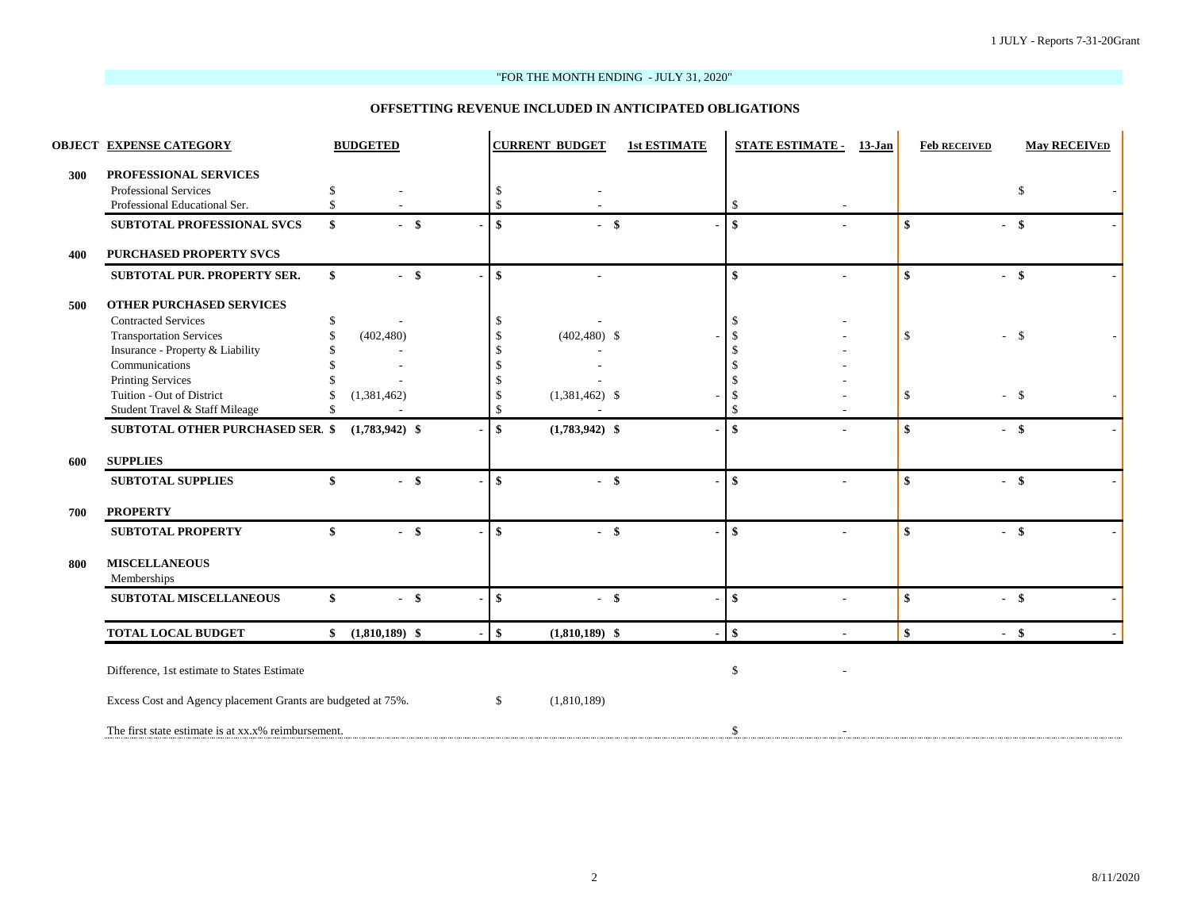"FOR THE MONTH ENDING - JULY 31, 2020"

## OFFSETTING REVENUE INCLUDED IN ANTICIPATED OBLIGATIONS

| OBJECT | EXPENSE CATEGORY | BUDGETED | | CURRENT BUDGET | 1st ESTIMATE | STATE ESTIMATE - 13-Jan | Feb RECEIVED | May RECEIVED |
|---|---|---|---|---|---|---|---|---|
| 300 | **PROFESSIONAL SERVICES** | | | | | | | |
| | Professional Services | $ - | | $ - | | | | $ - |
| | Professional Educational Ser. | $ - | | $ - | | $ - | | |
| | **SUBTOTAL PROFESSIONAL SVCS** | **$ -** | **$ -** | **$ -** | **$ -** | **$ -** | **$ -** | **$ -** |
| 400 | **PURCHASED PROPERTY SVCS** | | | | | | | |
| | **SUBTOTAL PUR. PROPERTY SER.** | **$ -** | **$ -** | **$ -** | | **$ -** | **$ -** | **$ -** |
| 500 | **OTHER PURCHASED SERVICES** | | | | | | | |
| | Contracted Services | $ - | | $ - | | $ - | | |
| | Transportation Services | $ (402,480) | | $ (402,480) | $ - | $ - | $ - | $ - |
| | Insurance - Property & Liability | $ - | | $ - | | $ - | | |
| | Communications | $ - | | $ - | | $ - | | |
| | Printing Services | $ - | | $ - | | $ - | | |
| | Tuition - Out of District | $ (1,381,462) | | $ (1,381,462) | $ - | $ - | $ - | $ - |
| | Student Travel & Staff Mileage | $ - | | $ - | | $ - | | |
| | **SUBTOTAL OTHER PURCHASED SER.** | **$ (1,783,942)** | **$ -** | **$ (1,783,942)** | **$ -** | **$ -** | **$ -** | **$ -** |
| 600 | **SUPPLIES** | | | | | | | |
| | **SUBTOTAL SUPPLIES** | **$ -** | **$ -** | **$ -** | **$ -** | **$ -** | **$ -** | **$ -** |
| 700 | **PROPERTY** | | | | | | | |
| | **SUBTOTAL PROPERTY** | **$ -** | **$ -** | **$ -** | **$ -** | **$ -** | **$ -** | **$ -** |
| 800 | **MISCELLANEOUS** | | | | | | | |
| | Memberships | | | | | | | |
| | **SUBTOTAL MISCELLANEOUS** | **$ -** | **$ -** | **$ -** | **$ -** | **$ -** | **$ -** | **$ -** |
| | **TOTAL LOCAL BUDGET** | **$ (1,810,189)** | **$ -** | **$ (1,810,189)** | **$ -** | **$ -** | **$ -** | **$ -** |

Difference, 1st estimate to States Estimate $ -

Excess Cost and Agency placement Grants are budgeted at 75%. $ (1,810,189)

The first state estimate is at xx.x% reimbursement. $ -